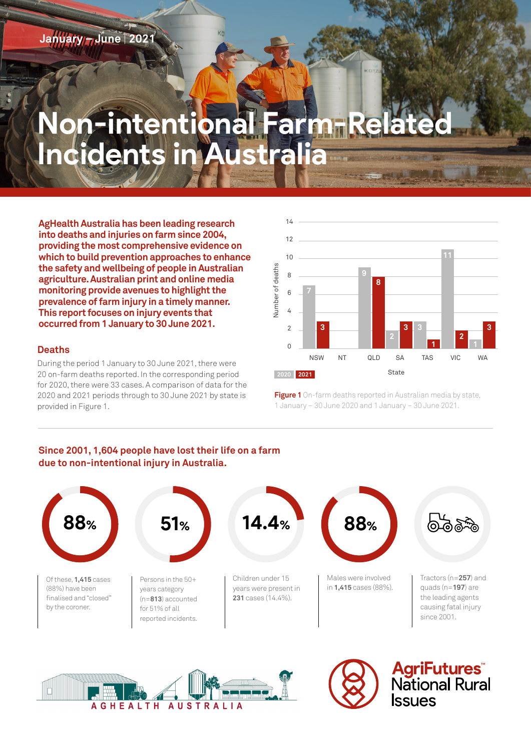January – June | 2021

# Non-intentional Farm-Related Incidents in Australia

**AgHealth Australia has been leading research into deaths and injuries on farm since 2004, providing the most comprehensive evidence on which to build prevention approaches to enhance the safety and wellbeing of people in Australian agriculture. Australian print and online media monitoring provide avenues to highlight the prevalence of farm injury in a timely manner. This report focuses on injury events that occurred from 1 January to 30 June 2021.**

## Deaths

During the period 1 January to 30 June 2021, there were 20 on-farm deaths reported. In the corresponding period for 2020, there were 33 cases. A comparison of data for the 2020 and 2021 periods through to 30 June 2021 by state is provided in Figure 1.

| State | 2020 | 2021 |
|---|---|---|
| NSW | 7 | 3 |
| NT | | |
| QLD | 9 | 8 |
| SA | 2 | 3 |
| TAS | 3 | 1 |
| VIC | 11 | 2 |
| WA | 1 | 3 |

**Figure 1** On-farm deaths reported in Australian media by state, 1 January – 30 June 2020 and 1 January – 30 June 2021.

## Since 2001, 1,604 people have lost their life on a farm due to non-intentional injury in Australia.

**88%** — Of these, **1,415** cases (88%) have been finalised and "closed" by the coroner.

**51%** — Persons in the 50+ years category (n=**813**) accounted for 51% of all reported incidents.

**14.4%** — Children under 15 years were present in **231** cases (14.4%).

**88%** — Males were involved in **1,415** cases (88%).

Tractors (n=**257**) and quads (n=**197**) are the leading agents causing fatal injury since 2001.

AGHEALTH AUSTRALIA

AgriFutures™ National Rural Issues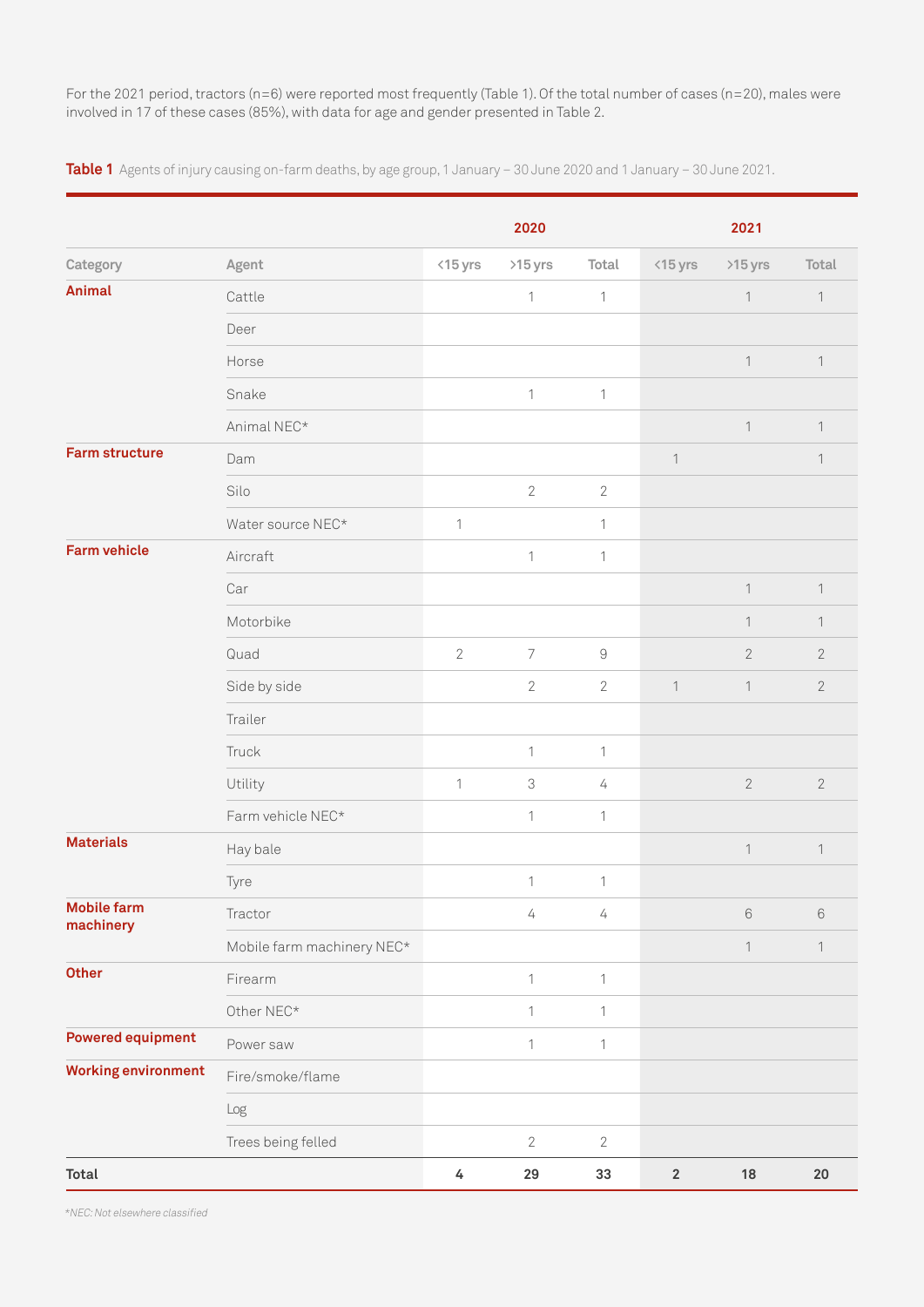For the 2021 period, tractors (n=6) were reported most frequently (Table 1). Of the total number of cases (n=20), males were involved in 17 of these cases (85%), with data for age and gender presented in Table 2.

**Table 1** Agents of injury causing on-farm deaths, by age group, 1 January – 30 June 2020 and 1 January – 30 June 2021.

| | | 2020 | | | 2021 | | |
|---|---|---|---|---|---|---|---|
| **Category** | **Agent** | **<15 yrs** | **>15 yrs** | **Total** | **<15 yrs** | **>15 yrs** | **Total** |
| **Animal** | Cattle | | 1 | 1 | | 1 | 1 |
| | Deer | | | | | | |
| | Horse | | | | | 1 | 1 |
| | Snake | | 1 | 1 | | | |
| | Animal NEC* | | | | | 1 | 1 |
| **Farm structure** | Dam | | | | 1 | | 1 |
| | Silo | | 2 | 2 | | | |
| | Water source NEC* | 1 | | 1 | | | |
| **Farm vehicle** | Aircraft | | 1 | 1 | | | |
| | Car | | | | | 1 | 1 |
| | Motorbike | | | | | 1 | 1 |
| | Quad | 2 | 7 | 9 | | 2 | 2 |
| | Side by side | | 2 | 2 | 1 | 1 | 2 |
| | Trailer | | | | | | |
| | Truck | | 1 | 1 | | | |
| | Utility | 1 | 3 | 4 | | 2 | 2 |
| | Farm vehicle NEC* | | 1 | 1 | | | |
| **Materials** | Hay bale | | | | | 1 | 1 |
| | Tyre | | 1 | 1 | | | |
| **Mobile farm machinery** | Tractor | | 4 | 4 | | 6 | 6 |
| | Mobile farm machinery NEC* | | | | | 1 | 1 |
| **Other** | Firearm | | 1 | 1 | | | |
| | Other NEC* | | 1 | 1 | | | |
| **Powered equipment** | Power saw | | 1 | 1 | | | |
| **Working environment** | Fire/smoke/flame | | | | | | |
| | Log | | | | | | |
| | Trees being felled | | 2 | 2 | | | |
| **Total** | | **4** | **29** | **33** | **2** | **18** | **20** |

*NEC: Not elsewhere classified*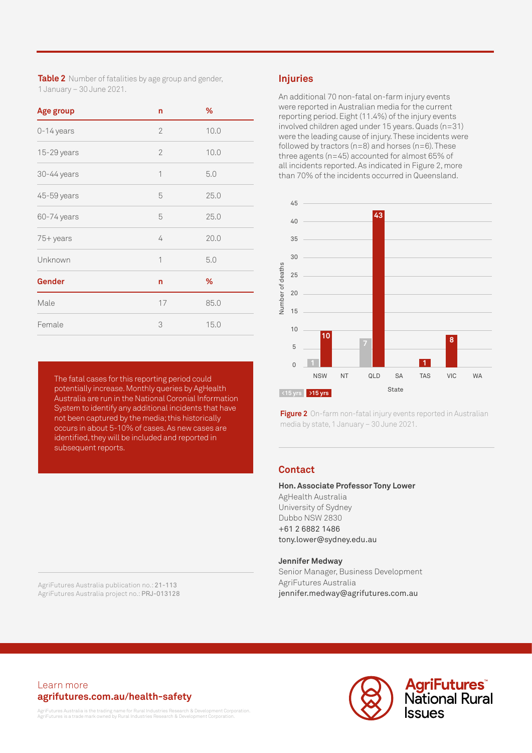**Table 2** Number of fatalities by age group and gender, 1 January – 30 June 2021.

| Age group | n | % |
|---|---|---|
| 0-14 years | 2 | 10.0 |
| 15-29 years | 2 | 10.0 |
| 30-44 years | 1 | 5.0 |
| 45-59 years | 5 | 25.0 |
| 60-74 years | 5 | 25.0 |
| 75+ years | 4 | 20.0 |
| Unknown | 1 | 5.0 |
| **Gender** | **n** | **%** |
| Male | 17 | 85.0 |
| Female | 3 | 15.0 |

The fatal cases for this reporting period could potentially increase. Monthly queries by AgHealth Australia are run in the National Coronial Information System to identify any additional incidents that have not been captured by the media; this historically occurs in about 5-10% of cases. As new cases are identified, they will be included and reported in subsequent reports.

## Injuries

An additional 70 non-fatal on-farm injury events were reported in Australian media for the current reporting period. Eight (11.4%) of the injury events involved children aged under 15 years. Quads (n=31) were the leading cause of injury. These incidents were followed by tractors (n=8) and horses (n=6). These three agents (n=45) accounted for almost 65% of all incidents reported. As indicated in Figure 2, more than 70% of the incidents occurred in Queensland.

Number of deaths
45
40
35
30
25
20
15
10
5
0
1
10
7
43
1
8
NSW
NT
QLD
SA
TAS
VIC
WA
State
<15 yrs
>15 yrs

**Figure 2** On-farm non-fatal injury events reported in Australian media by state, 1 January – 30 June 2021.

## Contact

**Hon. Associate Professor Tony Lower**
AgHealth Australia
University of Sydney
Dubbo NSW 2830
+61 2 6882 1486
tony.lower@sydney.edu.au

**Jennifer Medway**
Senior Manager, Business Development
AgriFutures Australia
jennifer.medway@agrifutures.com.au

AgriFutures Australia publication no.: 21-113
AgriFutures Australia project no.: PRJ-013128

Learn more
**agrifutures.com.au/health-safety**

AgriFutures Australia is the trading name for Rural Industries Research & Development Corporation.
AgriFutures is a trade mark owned by Rural Industries Research & Development Corporation.

AgriFutures™ National Rural Issues